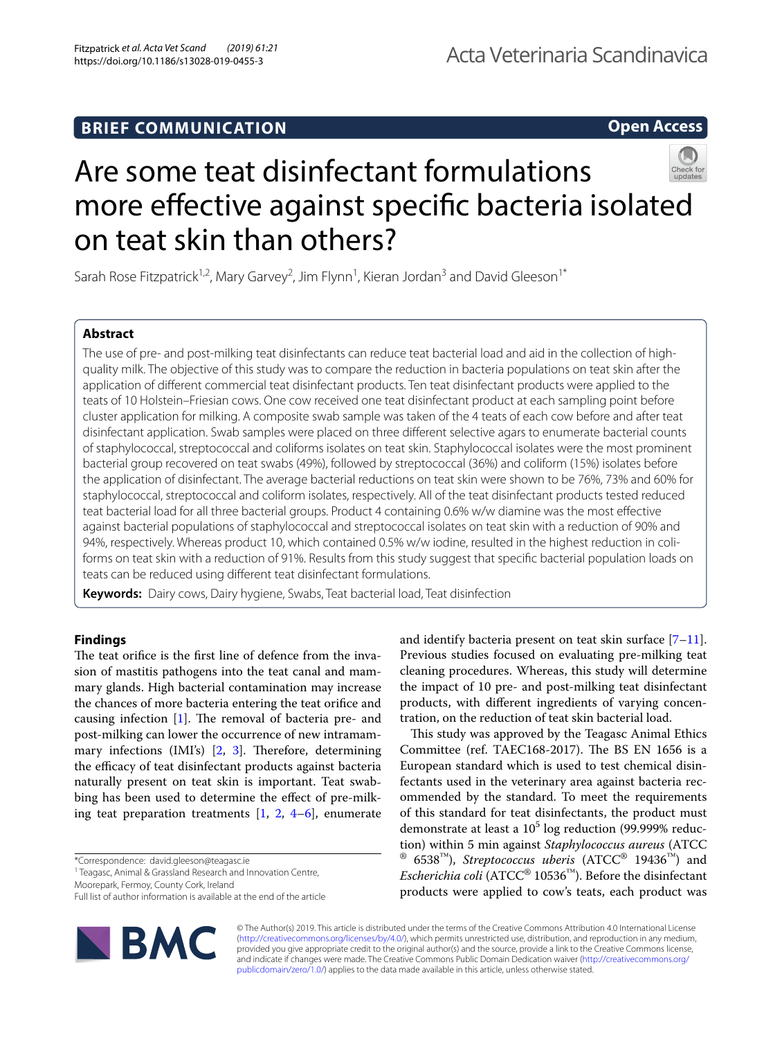BRIEF COMMUNICATION

Open Access

# Are some teat disinfectant formulations more effective against specific bacteria isolated on teat skin than others?

Sarah Rose Fitzpatrick[1,2], Mary Garvey[2], Jim Flynn[1], Kieran Jordan[3] and David Gleeson[1*]

## Abstract

The use of pre- and post-milking teat disinfectants can reduce teat bacterial load and aid in the collection of high-quality milk. The objective of this study was to compare the reduction in bacteria populations on teat skin after the application of different commercial teat disinfectant products. Ten teat disinfectant products were applied to the teats of 10 Holstein–Friesian cows. One cow received one teat disinfectant product at each sampling point before cluster application for milking. A composite swab sample was taken of the 4 teats of each cow before and after teat disinfectant application. Swab samples were placed on three different selective agars to enumerate bacterial counts of staphylococcal, streptococcal and coliforms isolates on teat skin. Staphylococcal isolates were the most prominent bacterial group recovered on teat swabs (49%), followed by streptococcal (36%) and coliform (15%) isolates before the application of disinfectant. The average bacterial reductions on teat skin were shown to be 76%, 73% and 60% for staphylococcal, streptococcal and coliform isolates, respectively. All of the teat disinfectant products tested reduced teat bacterial load for all three bacterial groups. Product 4 containing 0.6% w/w diamine was the most effective against bacterial populations of staphylococcal and streptococcal isolates on teat skin with a reduction of 90% and 94%, respectively. Whereas product 10, which contained 0.5% w/w iodine, resulted in the highest reduction in coliforms on teat skin with a reduction of 91%. Results from this study suggest that specific bacterial population loads on teats can be reduced using different teat disinfectant formulations.

**Keywords:** Dairy cows, Dairy hygiene, Swabs, Teat bacterial load, Teat disinfection

## Findings

The teat orifice is the first line of defence from the invasion of mastitis pathogens into the teat canal and mammary glands. High bacterial contamination may increase the chances of more bacteria entering the teat orifice and causing infection [1]. The removal of bacteria pre- and post-milking can lower the occurrence of new intramammary infections (IMI's) [2, 3]. Therefore, determining the efficacy of teat disinfectant products against bacteria naturally present on teat skin is important. Teat swabbing has been used to determine the effect of pre-milking teat preparation treatments [1, 2, 4–6], enumerate and identify bacteria present on teat skin surface [7–11]. Previous studies focused on evaluating pre-milking teat cleaning procedures. Whereas, this study will determine the impact of 10 pre- and post-milking teat disinfectant products, with different ingredients of varying concentration, on the reduction of teat skin bacterial load.

This study was approved by the Teagasc Animal Ethics Committee (ref. TAEC168-2017). The BS EN 1656 is a European standard which is used to test chemical disinfectants used in the veterinary area against bacteria recommended by the standard. To meet the requirements of this standard for teat disinfectants, the product must demonstrate at least a $10^5$ log reduction (99.999% reduction) within 5 min against *Staphylococcus aureus* (ATCC® 6538™), *Streptococcus uberis* (ATCC® 19436™) and *Escherichia coli* (ATCC® 10536™). Before the disinfectant products were applied to cow's teats, each product was

*Correspondence: david.gleeson@teagasc.ie
[1] Teagasc, Animal & Grassland Research and Innovation Centre, Moorepark, Fermoy, County Cork, Ireland
Full list of author information is available at the end of the article

© The Author(s) 2019. This article is distributed under the terms of the Creative Commons Attribution 4.0 International License (http://creativecommons.org/licenses/by/4.0/), which permits unrestricted use, distribution, and reproduction in any medium, provided you give appropriate credit to the original author(s) and the source, provide a link to the Creative Commons license, and indicate if changes were made. The Creative Commons Public Domain Dedication waiver (http://creativecommons.org/publicdomain/zero/1.0/) applies to the data made available in this article, unless otherwise stated.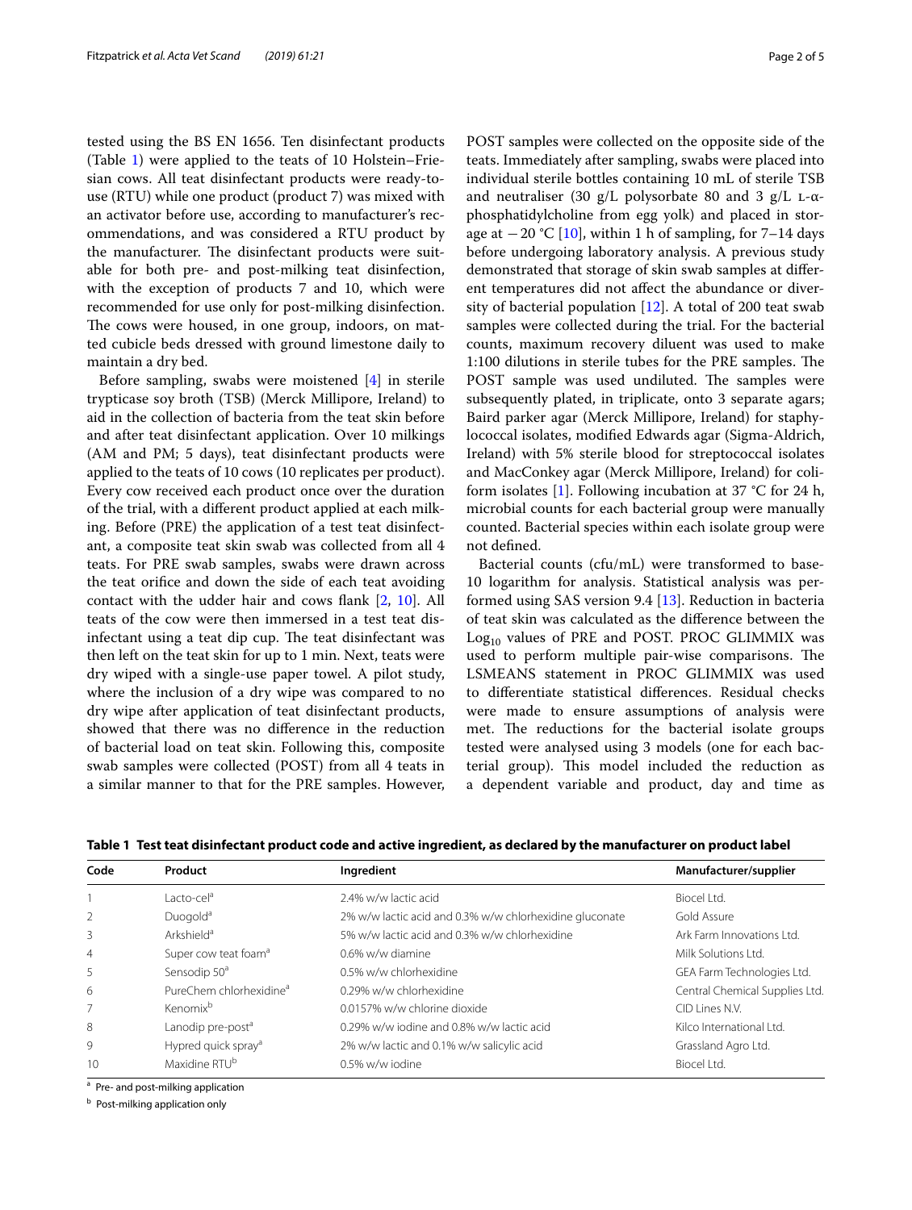tested using the BS EN 1656. Ten disinfectant products (Table 1) were applied to the teats of 10 Holstein–Friesian cows. All teat disinfectant products were ready-to-use (RTU) while one product (product 7) was mixed with an activator before use, according to manufacturer's recommendations, and was considered a RTU product by the manufacturer. The disinfectant products were suitable for both pre- and post-milking teat disinfection, with the exception of products 7 and 10, which were recommended for use only for post-milking disinfection. The cows were housed, in one group, indoors, on matted cubicle beds dressed with ground limestone daily to maintain a dry bed.

Before sampling, swabs were moistened [4] in sterile trypticase soy broth (TSB) (Merck Millipore, Ireland) to aid in the collection of bacteria from the teat skin before and after teat disinfectant application. Over 10 milkings (AM and PM; 5 days), teat disinfectant products were applied to the teats of 10 cows (10 replicates per product). Every cow received each product once over the duration of the trial, with a different product applied at each milking. Before (PRE) the application of a test teat disinfectant, a composite teat skin swab was collected from all 4 teats. For PRE swab samples, swabs were drawn across the teat orifice and down the side of each teat avoiding contact with the udder hair and cows flank [2, 10]. All teats of the cow were then immersed in a test teat disinfectant using a teat dip cup. The teat disinfectant was then left on the teat skin for up to 1 min. Next, teats were dry wiped with a single-use paper towel. A pilot study, where the inclusion of a dry wipe was compared to no dry wipe after application of teat disinfectant products, showed that there was no difference in the reduction of bacterial load on teat skin. Following this, composite swab samples were collected (POST) from all 4 teats in a similar manner to that for the PRE samples. However, POST samples were collected on the opposite side of the teats. Immediately after sampling, swabs were placed into individual sterile bottles containing 10 mL of sterile TSB and neutraliser (30 g/L polysorbate 80 and 3 g/L L-α-phosphatidylcholine from egg yolk) and placed in storage at −20 °C [10], within 1 h of sampling, for 7–14 days before undergoing laboratory analysis. A previous study demonstrated that storage of skin swab samples at different temperatures did not affect the abundance or diversity of bacterial population [12]. A total of 200 teat swab samples were collected during the trial. For the bacterial counts, maximum recovery diluent was used to make 1:100 dilutions in sterile tubes for the PRE samples. The POST sample was used undiluted. The samples were subsequently plated, in triplicate, onto 3 separate agars; Baird parker agar (Merck Millipore, Ireland) for staphylococcal isolates, modified Edwards agar (Sigma-Aldrich, Ireland) with 5% sterile blood for streptococcal isolates and MacConkey agar (Merck Millipore, Ireland) for coliform isolates [1]. Following incubation at 37 °C for 24 h, microbial counts for each bacterial group were manually counted. Bacterial species within each isolate group were not defined.

Bacterial counts (cfu/mL) were transformed to base-10 logarithm for analysis. Statistical analysis was performed using SAS version 9.4 [13]. Reduction in bacteria of teat skin was calculated as the difference between the $Log_{10}$ values of PRE and POST. PROC GLIMMIX was used to perform multiple pair-wise comparisons. The LSMEANS statement in PROC GLIMMIX was used to differentiate statistical differences. Residual checks were made to ensure assumptions of analysis were met. The reductions for the bacterial isolate groups tested were analysed using 3 models (one for each bacterial group). This model included the reduction as a dependent variable and product, day and time as

**Table 1 Test teat disinfectant product code and active ingredient, as declared by the manufacturer on product label**

| Code | Product | Ingredient | Manufacturer/supplier |
|---|---|---|---|
| 1 | Lacto-cel[a] | 2.4% w/w lactic acid | Biocel Ltd. |
| 2 | Duogold[a] | 2% w/w lactic acid and 0.3% w/w chlorhexidine gluconate | Gold Assure |
| 3 | Arkshield[a] | 5% w/w lactic acid and 0.3% w/w chlorhexidine | Ark Farm Innovations Ltd. |
| 4 | Super cow teat foam[a] | 0.6% w/w diamine | Milk Solutions Ltd. |
| 5 | Sensodip 50[a] | 0.5% w/w chlorhexidine | GEA Farm Technologies Ltd. |
| 6 | PureChem chlorhexidine[a] | 0.29% w/w chlorhexidine | Central Chemical Supplies Ltd. |
| 7 | Kenomix[b] | 0.0157% w/w chlorine dioxide | CID Lines N.V. |
| 8 | Lanodip pre-post[a] | 0.29% w/w iodine and 0.8% w/w lactic acid | Kilco International Ltd. |
| 9 | Hypred quick spray[a] | 2% w/w lactic and 0.1% w/w salicylic acid | Grassland Agro Ltd. |
| 10 | Maxidine RTU[b] | 0.5% w/w iodine | Biocel Ltd. |

[a] Pre- and post-milking application

[b] Post-milking application only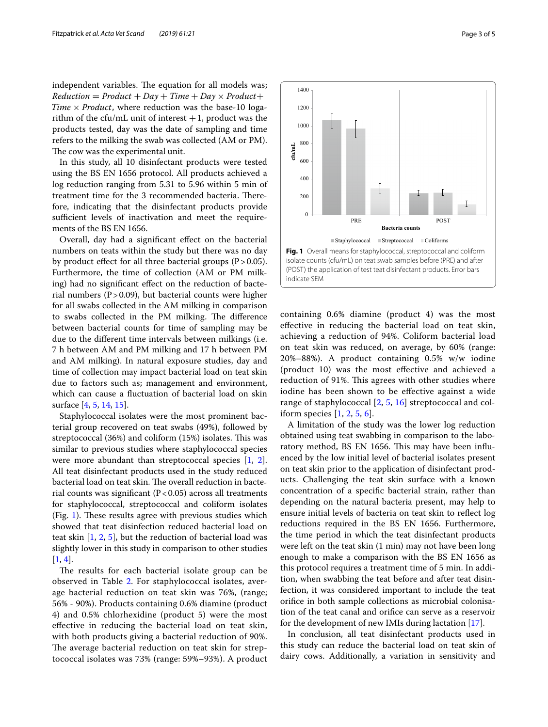independent variables. The equation for all models was; $Reduction = Product + Day + Time + Day \times Product + Time \times Product$, where reduction was the base-10 logarithm of the cfu/mL unit of interest +1, product was the products tested, day was the date of sampling and time refers to the milking the swab was collected (AM or PM). The cow was the experimental unit.

In this study, all 10 disinfectant products were tested using the BS EN 1656 protocol. All products achieved a log reduction ranging from 5.31 to 5.96 within 5 min of treatment time for the 3 recommended bacteria. Therefore, indicating that the disinfectant products provide sufficient levels of inactivation and meet the requirements of the BS EN 1656.

Overall, day had a significant effect on the bacterial numbers on teats within the study but there was no day by product effect for all three bacterial groups ($P > 0.05$). Furthermore, the time of collection (AM or PM milking) had no significant effect on the reduction of bacterial numbers ($P > 0.09$), but bacterial counts were higher for all swabs collected in the AM milking in comparison to swabs collected in the PM milking. The difference between bacterial counts for time of sampling may be due to the different time intervals between milkings (i.e. 7 h between AM and PM milking and 17 h between PM and AM milking). In natural exposure studies, day and time of collection may impact bacterial load on teat skin due to factors such as; management and environment, which can cause a fluctuation of bacterial load on skin surface [4, 5, 14, 15].

Staphylococcal isolates were the most prominent bacterial group recovered on teat swabs (49%), followed by streptococcal (36%) and coliform (15%) isolates. This was similar to previous studies where staphylococcal species were more abundant than streptococcal species [1, 2]. All teat disinfectant products used in the study reduced bacterial load on teat skin. The overall reduction in bacterial counts was significant ($P < 0.05$) across all treatments for staphylococcal, streptococcal and coliform isolates (Fig. 1). These results agree with previous studies which showed that teat disinfection reduced bacterial load on teat skin [1, 2, 5], but the reduction of bacterial load was slightly lower in this study in comparison to other studies [1, 4].

The results for each bacterial isolate group can be observed in Table 2. For staphylococcal isolates, average bacterial reduction on teat skin was 76%, (range; 56% - 90%). Products containing 0.6% diamine (product 4) and 0.5% chlorhexidine (product 5) were the most effective in reducing the bacterial load on teat skin, with both products giving a bacterial reduction of 90%. The average bacterial reduction on teat skin for streptococcal isolates was 73% (range: 59%–93%). A product containing 0.6% diamine (product 4) was the most effective in reducing the bacterial load on teat skin, achieving a reduction of 94%. Coliform bacterial load on teat skin was reduced, on average, by 60% (range: 20%–88%). A product containing 0.5% w/w iodine (product 10) was the most effective and achieved a reduction of 91%. This agrees with other studies where iodine has been shown to be effective against a wide range of staphylococcal [2, 5, 16] streptococcal and coliform species [1, 2, 5, 6].

**Fig. 1** Overall means for staphylococcal, streptococcal and coliform isolate counts (cfu/mL) on teat swab samples before (PRE) and after (POST) the application of test teat disinfectant products. Error bars indicate SEM

A limitation of the study was the lower log reduction obtained using teat swabbing in comparison to the laboratory method, BS EN 1656. This may have been influenced by the low initial level of bacterial isolates present on teat skin prior to the application of disinfectant products. Challenging the teat skin surface with a known concentration of a specific bacterial strain, rather than depending on the natural bacteria present, may help to ensure initial levels of bacteria on teat skin to reflect log reductions required in the BS EN 1656. Furthermore, the time period in which the teat disinfectant products were left on the teat skin (1 min) may not have been long enough to make a comparison with the BS EN 1656 as this protocol requires a treatment time of 5 min. In addition, when swabbing the teat before and after teat disinfection, it was considered important to include the teat orifice in both sample collections as microbial colonisation of the teat canal and orifice can serve as a reservoir for the development of new IMIs during lactation [17].

In conclusion, all teat disinfectant products used in this study can reduce the bacterial load on teat skin of dairy cows. Additionally, a variation in sensitivity and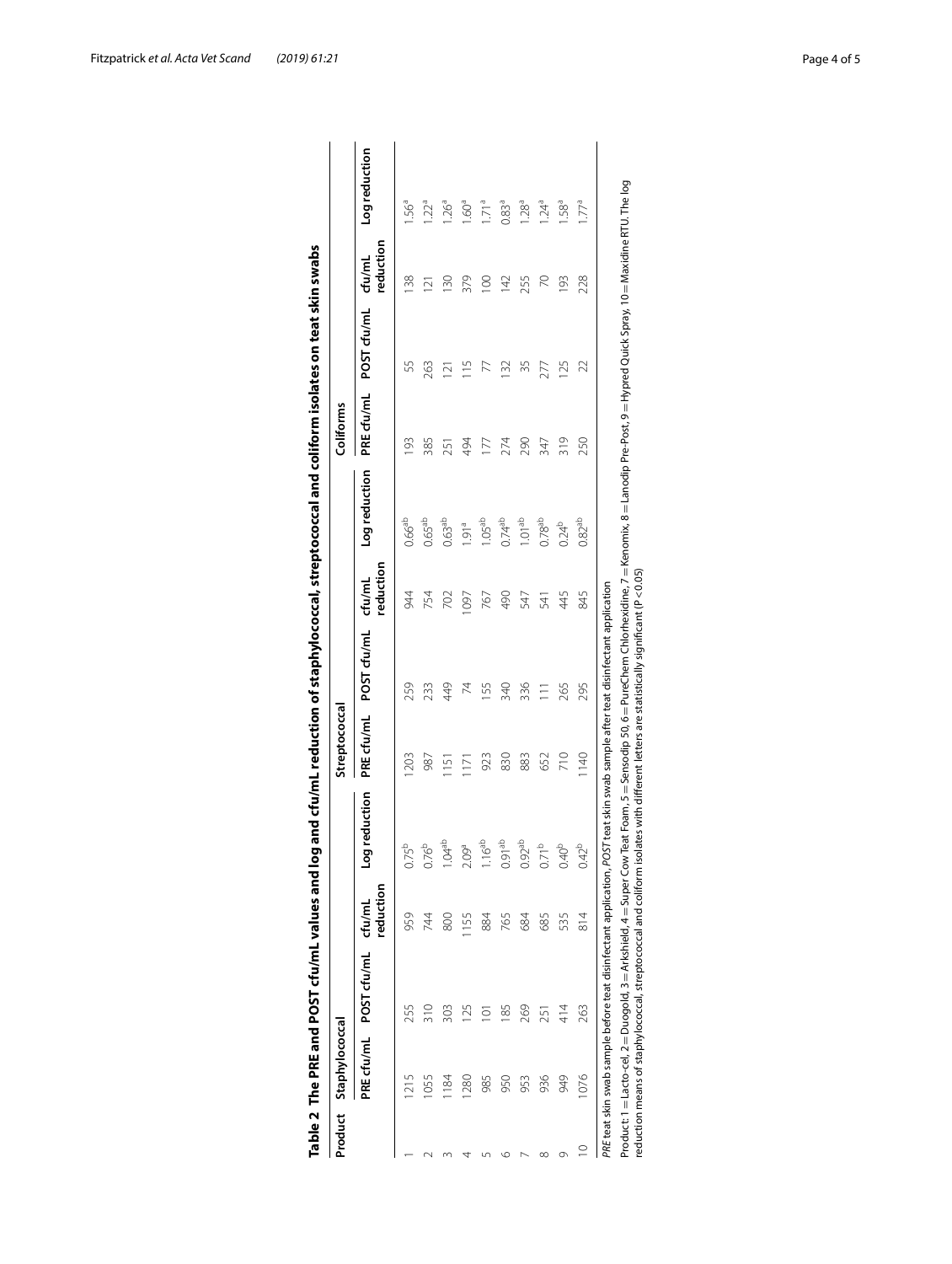**Table 2 The PRE and POST cfu/mL values and log and cfu/mL reduction of staphylococcal, streptococcal and coliform isolates on teat skin swabs**

| Product | Staphylococcal | | | | Streptococcal | | | | Coliforms | | | |
|---|---|---|---|---|---|---|---|---|---|---|---|---|
| | PRE cfu/mL | POST cfu/mL | cfu/mL reduction | Log reduction | PRE cfu/mL | POST cfu/mL | cfu/mL reduction | Log reduction | PRE cfu/mL | POST cfu/mL | cfu/mL reduction | Log reduction |
| 1 | 1215 | 255 | 959 | 0.75[b] | 1203 | 259 | 944 | 0.66[ab] | 193 | 55 | 138 | 1.56[a] |
| 2 | 1055 | 310 | 744 | 0.76[b] | 987 | 233 | 754 | 0.65[ab] | 385 | 263 | 121 | 1.22[a] |
| 3 | 1184 | 303 | 800 | 1.04[ab] | 1151 | 449 | 702 | 0.63[ab] | 251 | 121 | 130 | 1.26[a] |
| 4 | 1280 | 125 | 1155 | 2.09[a] | 1171 | 74 | 1097 | 1.91[a] | 494 | 115 | 379 | 1.60[a] |
| 5 | 985 | 101 | 884 | 1.16[ab] | 923 | 155 | 767 | 1.05[ab] | 177 | 77 | 100 | 1.71[a] |
| 6 | 950 | 185 | 765 | 0.91[ab] | 830 | 340 | 490 | 0.74[ab] | 274 | 132 | 142 | 0.83[a] |
| 7 | 953 | 269 | 684 | 0.92[ab] | 883 | 336 | 547 | 1.01[ab] | 290 | 35 | 255 | 1.28[a] |
| 8 | 936 | 251 | 685 | 0.71[b] | 652 | 111 | 541 | 0.78[ab] | 347 | 277 | 70 | 1.24[a] |
| 9 | 949 | 414 | 535 | 0.40[b] | 710 | 265 | 445 | 0.24[b] | 319 | 125 | 193 | 1.58[a] |
| 10 | 1076 | 263 | 814 | 0.42[b] | 1140 | 295 | 845 | 0.82[ab] | 250 | 22 | 228 | 1.77[a] |

*PRE* teat skin swab sample before teat disinfectant application, *POST* teat skin swab sample after teat disinfectant application

Product: 1 = Lacto-cel, 2 = Duogold, 3 = Arkshield, 4 = Super Cow Teat Foam, 5 = Sensodip 50, 6 = PureChem Chlorhexidine, 7 = Kenomix, 8 = Landip Pre-Post, 9 = Hypred Quick Spray, 10 = Maxidine RTU. The log reduction means of staphylococcal, streptococcal and coliform isolates with different letters are statistically significant ($P < 0.05$)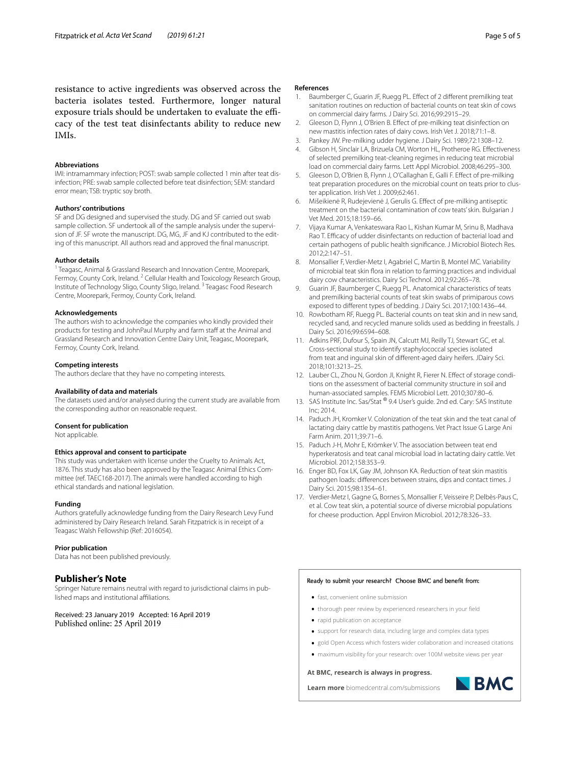resistance to active ingredients was observed across the bacteria isolates tested. Furthermore, longer natural exposure trials should be undertaken to evaluate the efficacy of the test teat disinfectants ability to reduce new IMIs.

#### Abbreviations

IMI: intramammary infection; POST: swab sample collected 1 min after teat disinfection; PRE: swab sample collected before teat disinfection; SEM: standard error mean; TSB: tryptic soy broth.

#### Authors' contributions

SF and DG designed and supervised the study. DG and SF carried out swab sample collection. SF undertook all of the sample analysis under the supervision of JF. SF wrote the manuscript. DG, MG, JF and KJ contributed to the editing of this manuscript. All authors read and approved the final manuscript.

#### Author details

[1] Teagasc, Animal & Grassland Research and Innovation Centre, Moorepark, Fermoy, County Cork, Ireland. [2] Cellular Health and Toxicology Research Group, Institute of Technology Sligo, County Sligo, Ireland. [3] Teagasc Food Research Centre, Moorepark, Fermoy, County Cork, Ireland.

#### Acknowledgements

The authors wish to acknowledge the companies who kindly provided their products for testing and JohnPaul Murphy and farm staff at the Animal and Grassland Research and Innovation Centre Dairy Unit, Teagasc, Moorepark, Fermoy, County Cork, Ireland.

#### Competing interests

The authors declare that they have no competing interests.

#### Availability of data and materials

The datasets used and/or analysed during the current study are available from the corresponding author on reasonable request.

#### Consent for publication

Not applicable.

#### Ethics approval and consent to participate

This study was undertaken with license under the Cruelty to Animals Act, 1876. This study has also been approved by the Teagasc Animal Ethics Committee (ref. TAEC168-2017). The animals were handled according to high ethical standards and national legislation.

#### Funding

Authors gratefully acknowledge funding from the Dairy Research Levy Fund administered by Dairy Research Ireland. Sarah Fitzpatrick is in receipt of a Teagasc Walsh Fellowship (Ref: 2016054).

#### Prior publication

Data has not been published previously.

### Publisher's Note

Springer Nature remains neutral with regard to jurisdictional claims in published maps and institutional affiliations.

Received: 23 January 2019 Accepted: 16 April 2019
Published online: 25 April 2019

#### References

1. Baumberger C, Guarin JF, Ruegg PL. Effect of 2 different premilking teat sanitation routines on reduction of bacterial counts on teat skin of cows on commercial dairy farms. J Dairy Sci. 2016;99:2915–29.
2. Gleeson D, Flynn J, O'Brien B. Effect of pre-milking teat disinfection on new mastitis infection rates of dairy cows. Irish Vet J. 2018;71:1–8.
3. Pankey JW. Pre-milking udder hygiene. J Dairy Sci. 1989;72:1308–12.
4. Gibson H, Sinclair LA, Brizuela CM, Worton HL, Protheroe RG. Effectiveness of selected premilking teat-cleaning regimes in reducing teat microbial load on commercial dairy farms. Lett Appl Microbiol. 2008;46:295–300.
5. Gleeson D, O'Brien B, Flynn J, O'Callaghan E, Galli F. Effect of pre-milking teat preparation procedures on the microbial count on teats prior to cluster application. Irish Vet J. 2009;62:461.
6. Mišeikienė R, Rudejevienė J, Gerulis G. Effect of pre-milking antiseptic treatment on the bacterial contamination of cow teats' skin. Bulgarian J Vet Med. 2015;18:159–66.
7. Vijaya Kumar A, Venkateswara Rao L, Kishan Kumar M, Srinu B, Madhava Rao T. Efficacy of udder disinfectants on reduction of bacterial load and certain pathogens of public health significance. J Microbiol Biotech Res. 2012;2:147–51.
8. Monsallier F, Verdier-Metz I, Agabriel C, Martin B, Montel MC. Variability of microbial teat skin flora in relation to farming practices and individual dairy cow characteristics. Dairy Sci Technol. 2012;92:265–78.
9. Guarin JF, Baumberger C, Ruegg PL. Anatomical characteristics of teats and premilking bacterial counts of teat skin swabs of primiparous cows exposed to different types of bedding. J Dairy Sci. 2017;100:1436–44.
10. Rowbotham RF, Ruegg PL. Bacterial counts on teat skin and in new sand, recycled sand, and recycled manure solids used as bedding in freestalls. J Dairy Sci. 2016;99:6594–608.
11. Adkins PRF, Dufour S, Spain JN, Calcutt MJ, Reilly TJ, Stewart GC, et al. Cross-sectional study to identify staphylococcal species isolated from teat and inguinal skin of different-aged dairy heifers. JDairy Sci. 2018;101:3213–25.
12. Lauber CL, Zhou N, Gordon JI, Knight R, Fierer N. Effect of storage conditions on the assessment of bacterial community structure in soil and human-associated samples. FEMS Microbiol Lett. 2010;307:80–6.
13. SAS Institute Inc. Sas/Stat ® 9.4 User's guide. 2nd ed. Cary: SAS Institute Inc; 2014.
14. Paduch JH, Kromker V. Colonization of the teat skin and the teat canal of lactating dairy cattle by mastitis pathogens. Vet Pract Issue G Large Ani Farm Anim. 2011;39:71–6.
15. Paduch J-H, Mohr E, Krömker V. The association between teat end hyperkeratosis and teat canal microbial load in lactating dairy cattle. Vet Microbiol. 2012;158:353–9.
16. Enger BD, Fox LK, Gay JM, Johnson KA. Reduction of teat skin mastitis pathogen loads: differences between strains, dips and contact times. J Dairy Sci. 2015;98:1354–61.
17. Verdier-Metz I, Gagne G, Bornes S, Monsallier F, Veisseire P, Delbès-Paus C, et al. Cow teat skin, a potential source of diverse microbial populations for cheese production. Appl Environ Microbiol. 2012;78:326–33.

Ready to submit your research? Choose BMC and benefit from:

- fast, convenient online submission
- thorough peer review by experienced researchers in your field
- rapid publication on acceptance
- support for research data, including large and complex data types
- gold Open Access which fosters wider collaboration and increased citations
- maximum visibility for your research: over 100M website views per year

**At BMC, research is always in progress.**

**Learn more** biomedcentral.com/submissions